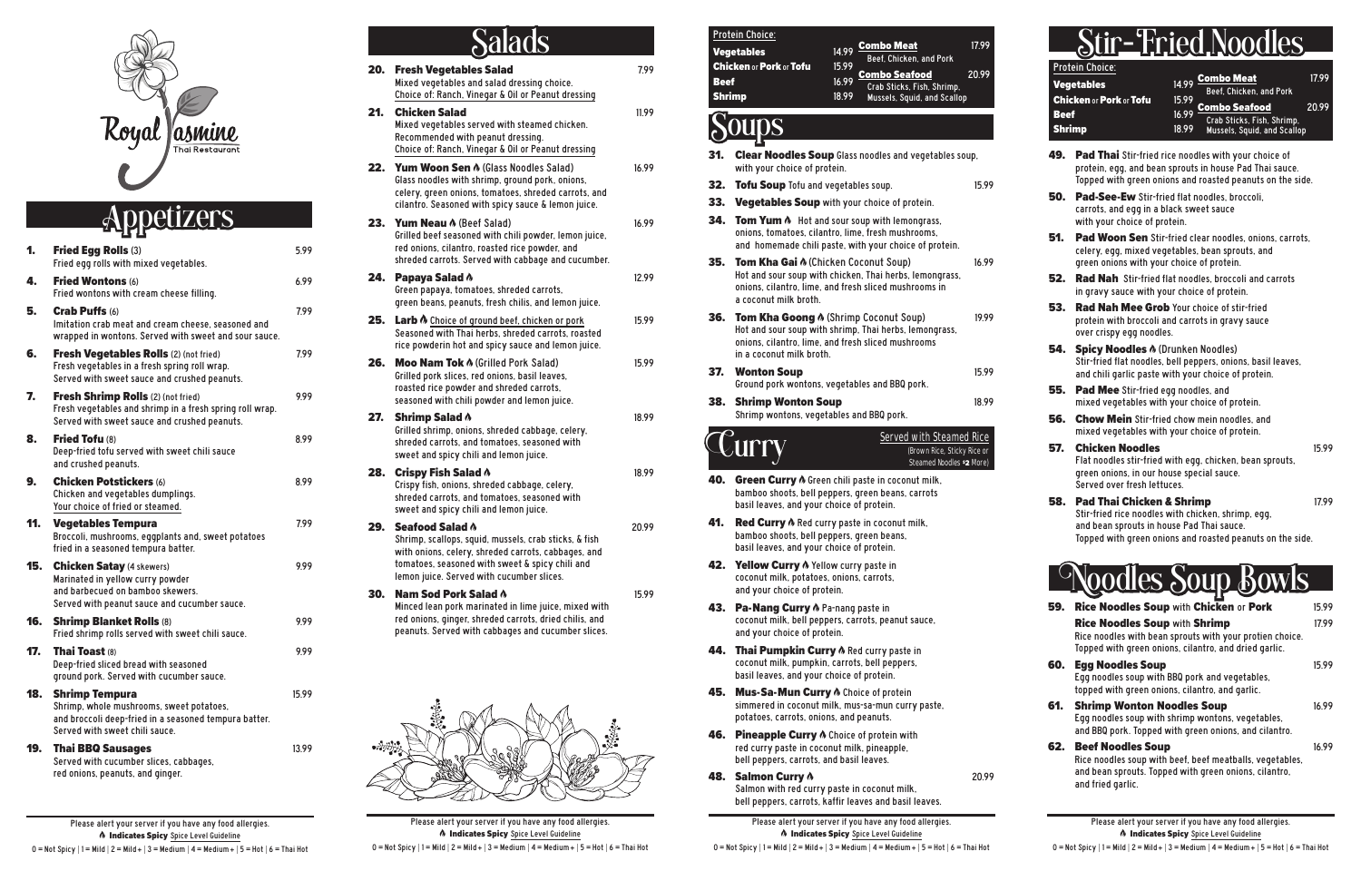Royal Jasmine
Thai Restaurant

# Appetizers

**1. Fried Egg Rolls** (3) 5.99
Fried egg rolls with mixed vegetables.

**4. Fried Wontons** (6) 6.99
Fried wontons with cream cheese filling.

**5. Crab Puffs** (6) 7.99
Imitation crab meat and cream cheese, seasoned and wrapped in wontons. Served with sweet and sour sauce.

**6. Fresh Vegetables Rolls** (2) (not fried) 7.99
Fresh vegetables in a fresh spring roll wrap. Served with sweet sauce and crushed peanuts.

**7. Fresh Shrimp Rolls** (2) (not fried) 9.99
Fresh vegetables and shrimp in a fresh spring roll wrap. Served with sweet sauce and crushed peanuts.

**8. Fried Tofu** (8) 8.99
Deep-fried tofu served with sweet chili sauce and crushed peanuts.

**9. Chicken Potstickers** (6) 8.99
Chicken and vegetables dumplings.
Your choice of fried or steamed.

**11. Vegetables Tempura** 7.99
Broccoli, mushrooms, eggplants and, sweet potatoes fried in a seasoned tempura batter.

**15. Chicken Satay** (4 skewers) 9.99
Marinated in yellow curry powder and barbecued on bamboo skewers.
Served with peanut sauce and cucumber sauce.

**16. Shrimp Blanket Rolls** (8) 9.99
Fried shrimp rolls served with sweet chili sauce.

**17. Thai Toast** (8) 9.99
Deep-fried sliced bread with seasoned ground pork. Served with cucumber sauce.

**18. Shrimp Tempura** 15.99
Shrimp, whole mushrooms, sweet potatoes, and broccoli deep-fried in a seasoned tempura batter.
Served with sweet chili sauce.

**19. Thai BBQ Sausages** 13.99
Served with cucumber slices, cabbages, red onions, peanuts, and ginger.

# Salads

**20. Fresh Vegetables Salad** 7.99
Mixed vegetables and salad dressing choice.
Choice of: Ranch, Vinegar & Oil or Peanut dressing

**21. Chicken Salad** 11.99
Mixed vegetables served with steamed chicken.
Recommended with peanut dressing.
Choice of: Ranch, Vinegar & Oil or Peanut dressing

**22. Yum Woon Sen** 🔥 (Glass Noodles Salad) 16.99
Glass noodles with shrimp, ground pork, onions, celery, green onions, tomatoes, shredded carrots, and cilantro. Seasoned with spicy sauce & lemon juice.

**23. Yum Neau** 🔥 (Beef Salad) 16.99
Grilled beef seasoned with chili powder, lemon juice, red onions, cilantro, roasted rice powder, and shreded carrots. Served with cabbage and cucumber.

**24. Papaya Salad** 🔥 12.99
Green papaya, tomatoes, shreded carrots, green beans, peanuts, fresh chilis, and lemon juice.

**25. Larb** 🔥 Choice of ground beef, chicken or pork 15.99
Seasoned with Thai herbs, shreded carrots, roasted rice powderin hot and spicy sauce and lemon juice.

**26. Moo Nam Tok** 🔥 (Grilled Pork Salad) 15.99
Grilled pork slices, red onions, basil leaves, roasted rice powder and shreded carrots, seasoned with chili powder and lemon juice.

**27. Shrimp Salad** 🔥 18.99
Grilled shrimp, onions, shreded cabbage, celery, shreded carrots, and tomatoes, seasoned with sweet and spicy chili and lemon juice.

**28. Crispy Fish Salad** 🔥 18.99
Crispy fish, onions, shreded cabbage, celery, shreded carrots, and tomatoes, seasoned with sweet and spicy chili and lemon juice.

**29. Seafood Salad** 🔥 20.99
Shrimp, scallops, squid, mussels, crab sticks, & fish with onions, celery, shredded carrots, cabbages, and tomatoes, seasoned with sweet & spicy chili and lemon juice. Served with cucumber slices.

**30. Nam Sod Pork Salad** 🔥 15.99
Minced lean pork marinated in lime juice, mixed with red onions, ginger, shreded carrots, dried chilis, and peanuts. Served with cabbages and cucumber slices.

**Protein Choice:**

| | | | |
|---|---|---|---|
| Vegetables | 14.99 | Combo Meat (Beef, Chicken, and Pork) | 17.99 |
| Chicken or Pork or Tofu | 15.99 | Combo Seafood (Crab Sticks, Fish, Shrimp, Mussels, Squid, and Scallop) | 20.99 |
| Beef | 16.99 | | |
| Shrimp | 18.99 | | |

# Soups

**31. Clear Noodles Soup** Glass noodles and vegetables soup, with your choice of protein.

**32. Tofu Soup** Tofu and vegetables soup. 15.99

**33. Vegetables Soup** with your choice of protein.

**34. Tom Yum** 🔥 Hot and sour soup with lemongrass, onions, tomatoes, cilantro, lime, fresh mushrooms, and homemade chili paste, with your choice of protein.

**35. Tom Kha Gai** 🔥 (Chicken Coconut Soup) 16.99
Hot and sour soup with chicken, Thai herbs, lemongrass, onions, cilantro, lime, and fresh sliced mushrooms in a coconut milk broth.

**36. Tom Kha Goong** 🔥 (Shrimp Coconut Soup) 19.99
Hot and sour soup with shrimp, Thai herbs, lemongrass, onions, cilantro, lime, and fresh sliced mushrooms in a coconut milk broth.

**37. Wonton Soup** 15.99
Ground pork wontons, vegetables and BBQ pork.

**38. Shrimp Wonton Soup** 18.99
Shrimp wontons, vegetables and BBQ pork.

# Curry

Served with Steamed Rice
(Brown Rice, Sticky Rice or Steamed Noodles +$2 More)

**40. Green Curry** 🔥 Green chili paste in coconut milk, bamboo shoots, bell peppers, green beans, carrots basil leaves, and your choice of protein.

**41. Red Curry** 🔥 Red curry paste in coconut milk, bamboo shoots, bell peppers, green beans, basil leaves, and your choice of protein.

**42. Yellow Curry** 🔥 Yellow curry paste in coconut milk, potatoes, onions, carrots, and your choice of protein.

**43. Pa-Nang Curry** 🔥 Pa-nang paste in coconut milk, bell peppers, carrots, peanut sauce, and your choice of protein.

**44. Thai Pumpkin Curry** 🔥 Red curry paste in coconut milk, pumpkin, carrots, bell peppers, basil leaves, and your choice of protein.

**45. Mus-Sa-Mun Curry** 🔥 Choice of protein simmered in coconut milk, mus-sa-mun curry paste, potatoes, carrots, onions, and peanuts.

**46. Pineapple Curry** 🔥 Choice of protein with red curry paste in coconut milk, pineapple, bell peppers, carrots, and basil leaves.

**48. Salmon Curry** 🔥 20.99
Salmon with red curry paste in coconut milk, bell peppers, carrots, kaffir leaves and basil leaves.

# Stir-Fried Noodles

**Protein Choice:**

| | | | |
|---|---|---|---|
| Vegetables | 14.99 | Combo Meat (Beef, Chicken, and Pork) | 17.99 |
| Chicken or Pork or Tofu | 15.99 | Combo Seafood (Crab Sticks, Fish, Shrimp, Mussels, Squid, and Scallop) | 20.99 |
| Beef | 16.99 | | |
| Shrimp | 18.99 | | |

**49. Pad Thai** Stir-fried rice noodles with your choice of protein, egg, and bean sprouts in house Pad Thai sauce. Topped with green onions and roasted peanuts on the side.

**50. Pad-See-Ew** Stir-fried flat noodles, broccoli, carrots, and egg in a black sweet sauce with your choice of protein.

**51. Pad Woon Sen** Stir-fried clear noodles, onions, carrots, celery, egg, mixed vegetables, bean sprouts, and green onions with your choice of protein.

**52. Rad Nah** Stir-fried flat noodles, broccoli and carrots in gravy sauce with your choice of protein.

**53. Rad Nah Mee Grob** Your choice of stir-fried protein with broccoli and carrots in gravy sauce over crispy egg noodles.

**54. Spicy Noodles** 🔥 (Drunken Noodles)
Stir-fried flat noodles, bell peppers, onions, basil leaves, and chili garlic paste with your choice of protein.

**55. Pad Mee** Stir-fried egg noodles, and mixed vegetables with your choice of protein.

**56. Chow Mein** Stir-fried chow mein noodles, and mixed vegetables with your choice of protein.

**57. Chicken Noodles** 15.99
Flat noodles stir-fried with egg, chicken, bean sprouts, green onions, in our house special sauce.
Served over fresh lettuces.

**58. Pad Thai Chicken & Shrimp** 17.99
Stir-fried rice noodles with chicken, shrimp, egg, and bean sprouts in house Pad Thai sauce.
Topped with green onions and roasted peanuts on the side.

# Noodles Soup Bowls

**59. Rice Noodles Soup** with **Chicken** or **Pork** 15.99
**Rice Noodles Soup** with **Shrimp** 17.99
Rice noodles with bean sprouts with your protien choice. Topped with green onions, cilantro, and dried garlic.

**60. Egg Noodles Soup** 15.99
Egg noodles soup with BBQ pork and vegetables, topped with green onions, cilantro, and garlic.

**61. Shrimp Wonton Noodles Soup** 16.99
Egg noodles soup with shrimp wontons, vegetables, and BBQ pork. Topped with green onions, and cilantro.

**62. Beef Noodles Soup** 16.99
Rice noodles soup with beef, beef meatballs, vegetables, and bean sprouts. Topped with green onions, cilantro, and fried garlic.

Please alert your server if you have any food allergies.
🔥 **Indicates Spicy** Spice Level Guideline
0 = Not Spicy | 1 = Mild | 2 = Mild + | 3 = Medium | 4 = Medium + | 5 = Hot | 6 = Thai Hot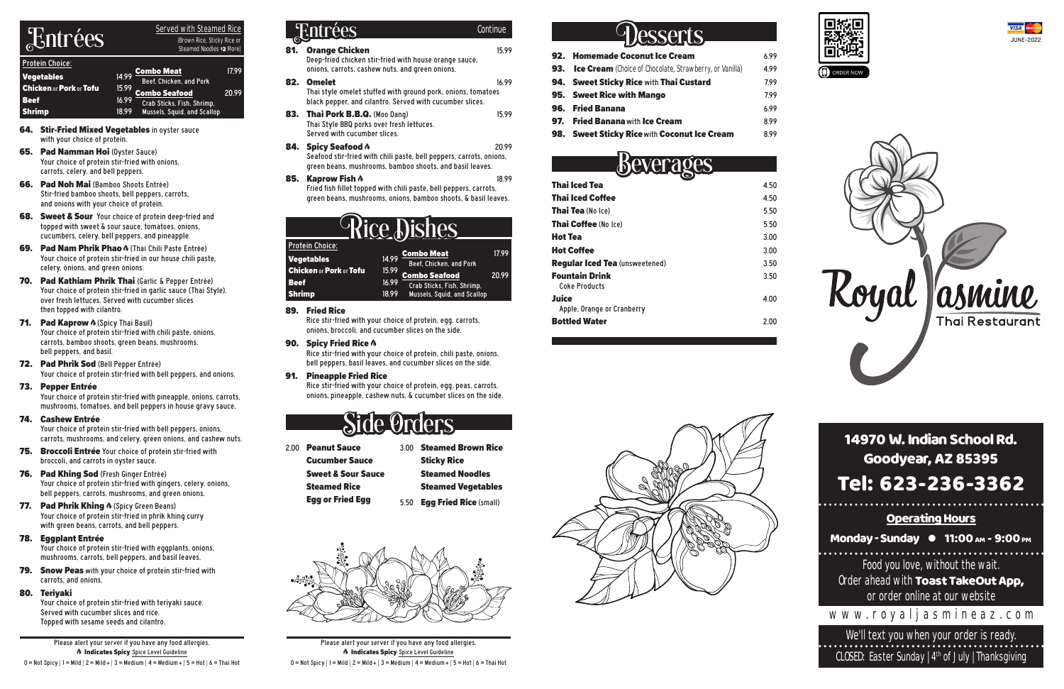# Entrées

Served with Steamed Rice
(Brown Rice, Sticky Rice or Steamed Noodles +2 More)

| Protein Choice: | | | |
|---|---|---|---|
| **Vegetables** | 14.99 | **Combo Meat** Beef, Chicken, and Pork | 17.99 |
| **Chicken** or **Pork** or **Tofu** | 15.99 | **Combo Seafood** Crab Sticks, Fish, Shrimp, Mussels, Squid, and Scallop | 20.99 |
| **Beef** | 16.99 | | |
| **Shrimp** | 18.99 | | |

**64. Stir-Fried Mixed Vegetables** in oyster sauce with your choice of protein.

**65. Pad Namman Hoi** (Oyster Sauce)
Your choice of protein stir-fried with onions, carrots, celery, and bell peppers.

**66. Pad Noh Mai** (Bamboo Shoots Entrée)
Stir-fried bamboo shoots, bell peppers, carrots, and onions with your choice of protein.

**68. Sweet & Sour** Your choice of protein deep-fried and topped with sweet & sour sauce, tomatoes, onions, cucumbers, celery, bell peppers, and pineapple.

**69. Pad Nam Phrik Phao** 🔥 (Thai Chili Paste Entrée)
Your choice of protein stir-fried in our house chili paste, celery, onions, and green onions.

**70. Pad Kathiam Phrik Thai** (Garlic & Pepper Entrée)
Your choice of protein stir-fried in garlic sauce (Thai Style). over fresh lettuces. Served with cucumber slices then topped with cilantro.

**71. Pad Kaprow** 🔥 (Spicy Thai Basil)
Your choice of protein stir-fried with chili paste, onions, carrots, bamboo shoots, green beans, mushrooms, bell peppers, and basil.

**72. Pad Phrik Sod** (Bell Pepper Entrée)
Your choice of protein stir-fried with bell peppers, and onions.

**73. Pepper Entrée**
Your choice of protein stir-fried with pineapple, onions, carrots, mushrooms, tomatoes, and bell peppers in house gravy sauce.

**74. Cashew Entrée**
Your choice of protein stir-fried with bell peppers, onions, carrots, mushrooms, and celery, green onions, and cashew nuts.

**75. Broccoli Entrée** Your choice of protein stir-fried with broccoli, and carrots in oyster sauce.

**76. Pad Khing Sod** (Fresh Ginger Entrée)
Your choice of protein stir-fried with gingers, celery, onions, bell peppers, carrots, mushrooms, and green onions.

**77. Pad Phrik Khing** 🔥 (Spicy Green Beans)
Your choice of protein stir-fried in phrik khing curry with green beans, carrots, and bell peppers.

**78. Eggplant Entrée**
Your choice of protein stir-fried with eggplants, onions, mushrooms, carrots, bell peppers, and basil leaves.

**79. Snow Peas** with your choice of protein stir-fried with carrots, and onions.

**80. Teriyaki**
Your choice of protein stir-fried with teriyaki sauce. Served with cucumber slices and rice. Topped with sesame seeds and cilantro.

Please alert your server if you have any food allergies.
🔥 **Indicates Spicy** Spice Level Guideline
0 = Not Spicy | 1 = Mild | 2 = Mild+ | 3 = Medium | 4 = Medium+ | 5 = Hot | 6 = Thai Hot

# Entrées Continue

**81. Orange Chicken** 15.99
Deep-fried chicken stir-fried with house orange sauce, onions, carrots, cashew nuts, and green onions.

**82. Omelet** 16.99
Thai style omelet stuffed with ground pork, onions, tomatoes black pepper, and cilantro. Served with cucumber slices.

**83. Thai Pork B.B.Q.** (Moo Dang) 15.99
Thai Style BBQ porks over fresh lettuces. Served with cucumber slices.

**84. Spicy Seafood** 🔥 20.99
Seafood stir-fried with chili paste, bell peppers, carrots, onions, green beans, mushrooms, bamboo shoots, and basil leaves.

**85. Kaprow Fish** 🔥 18.99
Fried fish fillet topped with chili paste, bell peppers, carrots, green beans, mushrooms, onions, bamboo shoots, & basil leaves.

# Rice Dishes

| Protein Choice: | | | |
|---|---|---|---|
| **Vegetables** | 14.99 | **Combo Meat** Beef, Chicken, and Pork | 17.99 |
| **Chicken** or **Pork** or **Tofu** | 15.99 | **Combo Seafood** Crab Sticks, Fish, Shrimp, Mussels, Squid, and Scallop | 20.99 |
| **Beef** | 16.99 | | |
| **Shrimp** | 18.99 | | |

**89. Fried Rice**
Rice stir-fried with your choice of protein, egg, carrots, onions, broccoli, and cucumber slices on the side.

**90. Spicy Fried Rice** 🔥
Rice stir-fried with your choice of protein, chili paste, onions, bell peppers, basil leaves, and cucumber slices on the side.

**91. Pineapple Fried Rice**
Rice stir-fried with your choice of protein, egg, peas, carrots, onions, pineapple, cashew nuts, & cucumber slices on the side.

# Side Orders

2.00
- **Peanut Sauce**
- **Cucumber Sauce**
- **Sweet & Sour Sauce**
- **Steamed Rice**
- **Egg or Fried Egg**

3.00
- **Steamed Brown Rice**
- **Sticky Rice**
- **Steamed Noodles**
- **Steamed Vegetables**

5.50 **Egg Fried Rice** (small)

Please alert your server if you have any food allergies.
🔥 **Indicates Spicy** Spice Level Guideline
0 = Not Spicy | 1 = Mild | 2 = Mild+ | 3 = Medium | 4 = Medium+ | 5 = Hot | 6 = Thai Hot

# Desserts

| | | |
|---|---|---|
| **92.** | **Homemade Coconut Ice Cream** | 6.99 |
| **93.** | **Ice Cream** (Choice of Chocolate, Strawberry, or Vanilla) | 4.99 |
| **94.** | **Sweet Sticky Rice** with **Thai Custard** | 7.99 |
| **95.** | **Sweet Rice with Mango** | 7.99 |
| **96.** | **Fried Banana** | 6.99 |
| **97.** | **Fried Banana** with **Ice Cream** | 8.99 |
| **98.** | **Sweet Sticky Rice** with **Coconut Ice Cream** | 8.99 |

# Beverages

| | |
|---|---|
| **Thai Iced Tea** | 4.50 |
| **Thai Iced Coffee** | 4.50 |
| **Thai Tea** (No Ice) | 5.50 |
| **Thai Coffee** (No Ice) | 5.50 |
| **Hot Tea** | 3.00 |
| **Hot Coffee** | 3.00 |
| **Regular Iced Tea** (unsweetened) | 3.50 |
| **Fountain Drink** Coke Products | 3.50 |
| **Juice** Apple, Orange or Cranberry | 4.00 |
| **Bottled Water** | 2.00 |

ORDER NOW

JUNE-2022

Royal Jasmine
Thai Restaurant

## 14970 W. Indian School Rd.
## Goodyear, AZ 85395
## Tel: 623-236-3362

**Operating Hours**

**Monday - Sunday • 11:00 AM - 9:00 PM**

Food you love, without the wait.
Order ahead with **Toast TakeOut App,** or order online at our website

www.royaljasmineaz.com

We'll text you when your order is ready.

CLOSED: Easter Sunday | 4th of July | Thanksgiving